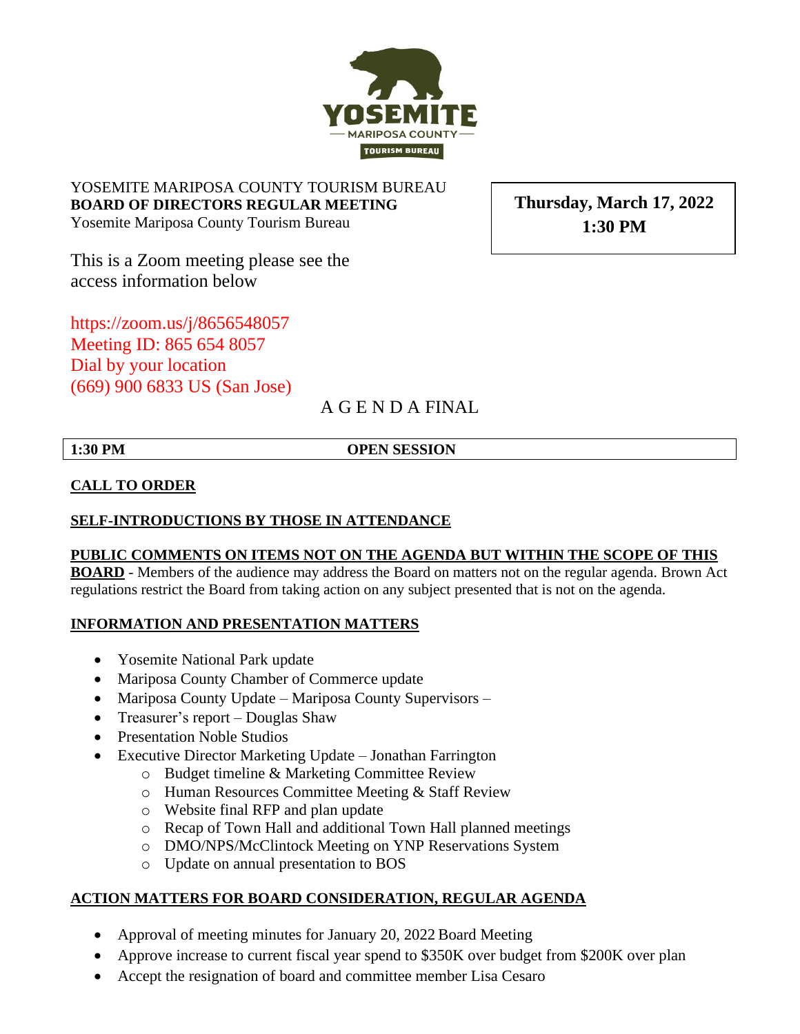YOSEMITE MARIPOSA COUNTY TOURISM BUREAU
**BOARD OF DIRECTORS REGULAR MEETING**
Yosemite Mariposa County Tourism Bureau

**Thursday, March 17, 2022**
**1:30 PM**

This is a Zoom meeting please see the access information below

https://zoom.us/j/8656548057
Meeting ID: 865 654 8057
Dial by your location
(669) 900 6833 US (San Jose)

A G E N D A FINAL

**1:30 PM** **OPEN SESSION**

**CALL TO ORDER**

**SELF-INTRODUCTIONS BY THOSE IN ATTENDANCE**

**PUBLIC COMMENTS ON ITEMS NOT ON THE AGENDA BUT WITHIN THE SCOPE OF THIS BOARD** - Members of the audience may address the Board on matters not on the regular agenda. Brown Act regulations restrict the Board from taking action on any subject presented that is not on the agenda.

**INFORMATION AND PRESENTATION MATTERS**

- Yosemite National Park update
- Mariposa County Chamber of Commerce update
- Mariposa County Update – Mariposa County Supervisors –
- Treasurer's report – Douglas Shaw
- Presentation Noble Studios
- Executive Director Marketing Update – Jonathan Farrington
  - Budget timeline & Marketing Committee Review
  - Human Resources Committee Meeting & Staff Review
  - Website final RFP and plan update
  - Recap of Town Hall and additional Town Hall planned meetings
  - DMO/NPS/McClintock Meeting on YNP Reservations System
  - Update on annual presentation to BOS

**ACTION MATTERS FOR BOARD CONSIDERATION, REGULAR AGENDA**

- Approval of meeting minutes for January 20, 2022 Board Meeting
- Approve increase to current fiscal year spend to $350K over budget from $200K over plan
- Accept the resignation of board and committee member Lisa Cesaro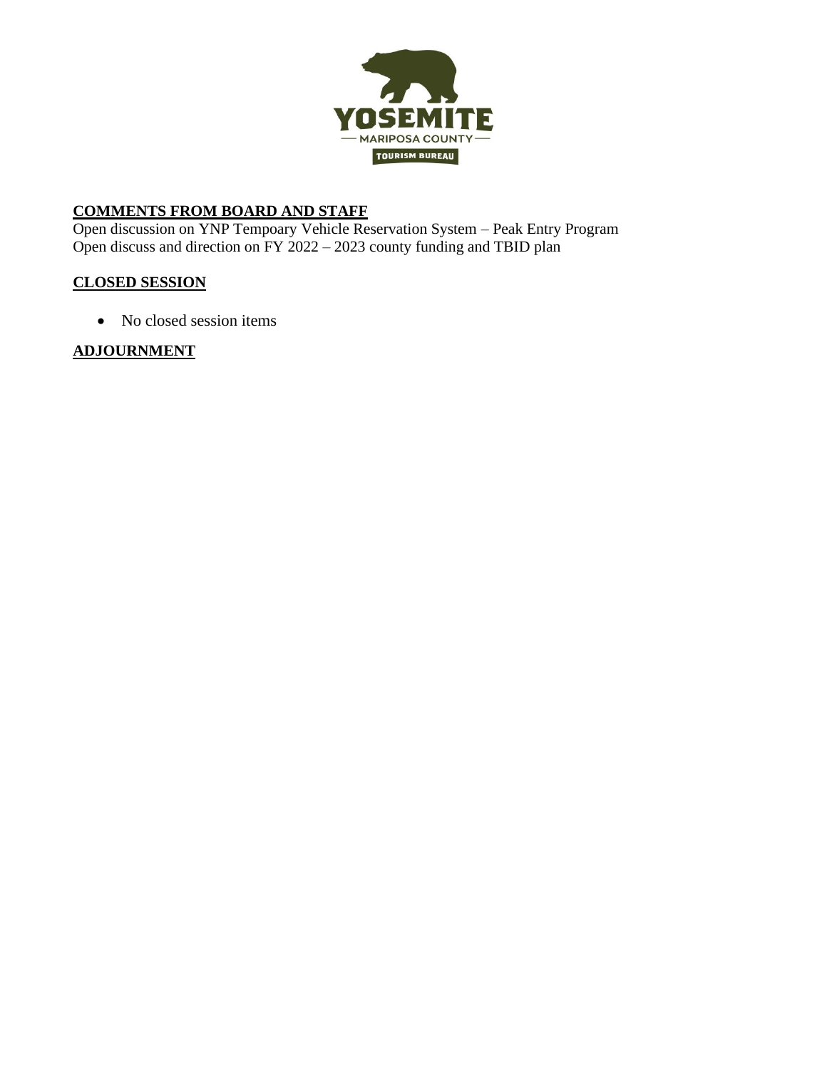## COMMENTS FROM BOARD AND STAFF

Open discussion on YNP Tempoary Vehicle Reservation System – Peak Entry Program
Open discuss and direction on FY 2022 – 2023 county funding and TBID plan

## CLOSED SESSION

- No closed session items

## ADJOURNMENT